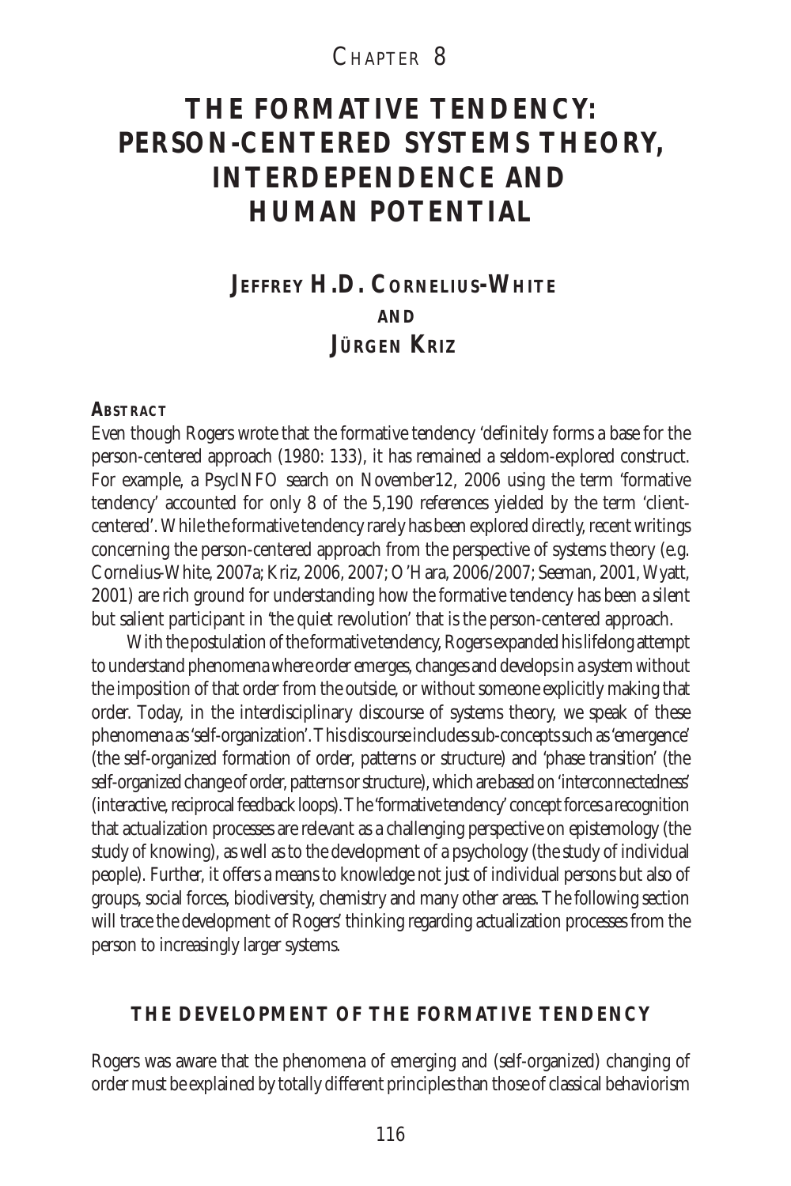CHAPTER 8

# THE FORMATIVE TENDENCY: PERSON-CENTERED SYSTEMS THEORY, INTERDEPENDENCE AND HUMAN POTENTIAL

## JEFFREY H.D. CORNELIUS-WHITE AND JÜRGEN KRIZ

### ABSTRACT

Even though Rogers wrote that the formative tendency 'definitely forms a base for the person-centered approach (1980: 133), it has remained a seldom-explored construct. For example, a PsycINFO search on November12, 2006 using the term 'formative tendency' accounted for only 8 of the 5,190 references yielded by the term 'client-centered'. While the formative tendency rarely has been explored directly, recent writings concerning the person-centered approach from the perspective of systems theory (e.g. Cornelius-White, 2007a; Kriz, 2006, 2007; O'Hara, 2006/2007; Seeman, 2001, Wyatt, 2001) are rich ground for understanding how the formative tendency has been a silent but salient participant in 'the quiet revolution' that is the person-centered approach.

With the postulation of the formative tendency, Rogers expanded his lifelong attempt to understand phenomena where order emerges, changes and develops in a system without the imposition of that order from the outside, or without someone explicitly making that order. Today, in the interdisciplinary discourse of systems theory, we speak of these phenomena as 'self-organization'. This discourse includes sub-concepts such as 'emergence' (the self-organized formation of order, patterns or structure) and 'phase transition' (the self-organized change of order, patterns or structure), which are based on 'interconnectedness' (interactive, reciprocal feedback loops). The 'formative tendency' concept forces a recognition that actualization processes are relevant as a challenging perspective on epistemology (the study of knowing), as well as to the development of a psychology (the study of individual people). Further, it offers a means to knowledge not just of individual persons but also of groups, social forces, biodiversity, chemistry and many other areas. The following section will trace the development of Rogers' thinking regarding actualization processes from the person to increasingly larger systems.

## THE DEVELOPMENT OF THE FORMATIVE TENDENCY

Rogers was aware that the phenomena of emerging and (self-organized) changing of order must be explained by totally different principles than those of classical behaviorism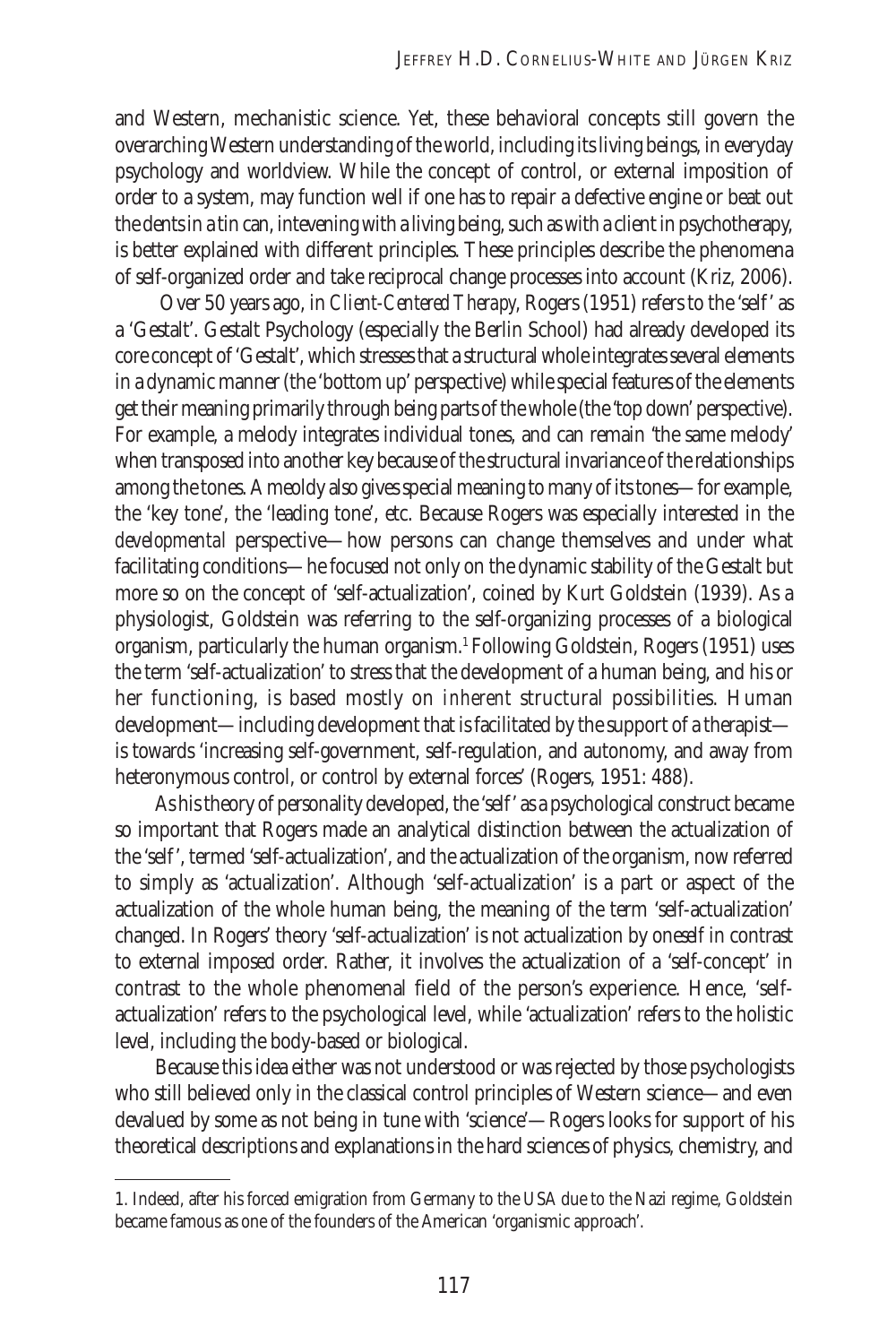and Western, mechanistic science. Yet, these behavioral concepts still govern the overarching Western understanding of the world, including its living beings, in everyday psychology and worldview. While the concept of control, or external imposition of order to a system, may function well if one has to repair a defective engine or beat out the dents in a tin can, intevening with a living being, such as with a client in psychotherapy, is better explained with different principles. These principles describe the phenomena of self-organized order and take reciprocal change processes into account (Kriz, 2006).

Over 50 years ago, in *Client-Centered Therapy*, Rogers (1951) refers to the 'self' as a 'Gestalt'. Gestalt Psychology (especially the Berlin School) had already developed its core concept of 'Gestalt', which stresses that a structural whole integrates several elements in a dynamic manner (the 'bottom up' perspective) while special features of the elements get their meaning primarily through being parts of the whole (the 'top down' perspective). For example, a melody integrates individual tones, and can remain 'the same melody' when transposed into another key because of the structural invariance of the relationships among the tones. A meoldy also gives special meaning to many of its tones—for example, the 'key tone', the 'leading tone', etc. Because Rogers was especially interested in the *developmental* perspective—how persons can change themselves and under what facilitating conditions—he focused not only on the dynamic stability of the Gestalt but more so on the concept of 'self-actualization', coined by Kurt Goldstein (1939). As a physiologist, Goldstein was referring to the self-organizing processes of a biological organism, particularly the human organism.[1] Following Goldstein, Rogers (1951) uses the term 'self-actualization' to stress that the development of a human being, and his or her functioning, is based mostly on *inherent* structural possibilities. Human development—including development that is facilitated by the support of a therapist—is towards 'increasing self-government, self-regulation, and autonomy, and away from heteronymous control, or control by external forces' (Rogers, 1951: 488).

As his theory of personality developed, the 'self' as a psychological construct became so important that Rogers made an analytical distinction between the actualization of the 'self', termed 'self-actualization', and the actualization of the organism, now referred to simply as 'actualization'. Although 'self-actualization' is a part or aspect of the actualization of the whole human being, the meaning of the term 'self-actualization' changed. In Rogers' theory 'self-actualization' is not actualization by oneself in contrast to external imposed order. Rather, it involves the actualization of a 'self-concept' in contrast to the whole phenomenal field of the person's experience. Hence, 'self-actualization' refers to the psychological level, while 'actualization' refers to the holistic level, including the body-based or biological.

Because this idea either was not understood or was rejected by those psychologists who still believed only in the classical control principles of Western science—and even devalued by some as not being in tune with 'science'—Rogers looks for support of his theoretical descriptions and explanations in the hard sciences of physics, chemistry, and

---

1. Indeed, after his forced emigration from Germany to the USA due to the Nazi regime, Goldstein became famous as one of the founders of the American 'organismic approach'.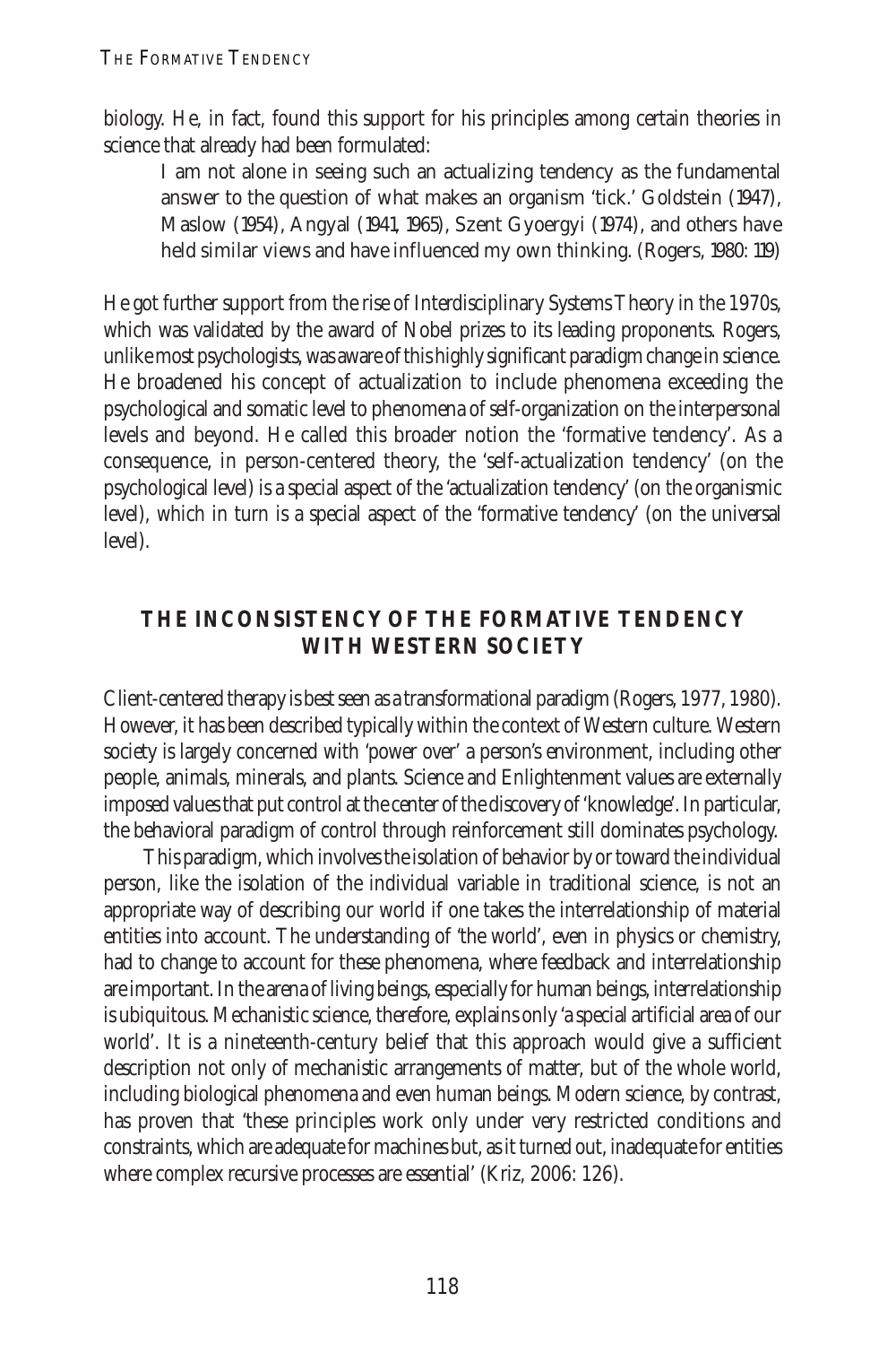biology. He, in fact, found this support for his principles among certain theories in science that already had been formulated:

> I am not alone in seeing such an actualizing tendency as the fundamental answer to the question of what makes an organism 'tick.' Goldstein (1947), Maslow (1954), Angyal (1941, 1965), Szent Gyoergyi (1974), and others have held similar views and have influenced my own thinking. (Rogers, 1980: 119)

He got further support from the rise of Interdisciplinary Systems Theory in the 1970s, which was validated by the award of Nobel prizes to its leading proponents. Rogers, unlike most psychologists, was aware of this highly significant paradigm change in science. He broadened his concept of actualization to include phenomena exceeding the psychological and somatic level to phenomena of self-organization on the interpersonal levels and beyond. He called this broader notion the 'formative tendency'. As a consequence, in person-centered theory, the 'self-actualization tendency' (on the psychological level) is a special aspect of the 'actualization tendency' (on the organismic level), which in turn is a special aspect of the 'formative tendency' (on the universal level).

## THE INCONSISTENCY OF THE FORMATIVE TENDENCY WITH WESTERN SOCIETY

Client-centered therapy is best seen as a transformational paradigm (Rogers, 1977, 1980). However, it has been described typically within the context of Western culture. Western society is largely concerned with 'power over' a person's environment, including other people, animals, minerals, and plants. Science and Enlightenment values are externally imposed values that put control at the center of the discovery of 'knowledge'. In particular, the behavioral paradigm of control through reinforcement still dominates psychology.

This paradigm, which involves the isolation of behavior by or toward the individual person, like the isolation of the individual variable in traditional science, is not an appropriate way of describing our world if one takes the interrelationship of material entities into account. The understanding of 'the world', even in physics or chemistry, had to change to account for these phenomena, where feedback and interrelationship are important. In the arena of living beings, especially for human beings, interrelationship is ubiquitous. Mechanistic science, therefore, explains only 'a special artificial area of our world'. It is a nineteenth-century belief that this approach would give a sufficient description not only of mechanistic arrangements of matter, but of the whole world, including biological phenomena and even human beings. Modern science, by contrast, has proven that 'these principles work only under very restricted conditions and constraints, which are adequate for machines but, as it turned out, inadequate for entities where complex recursive processes are essential' (Kriz, 2006: 126).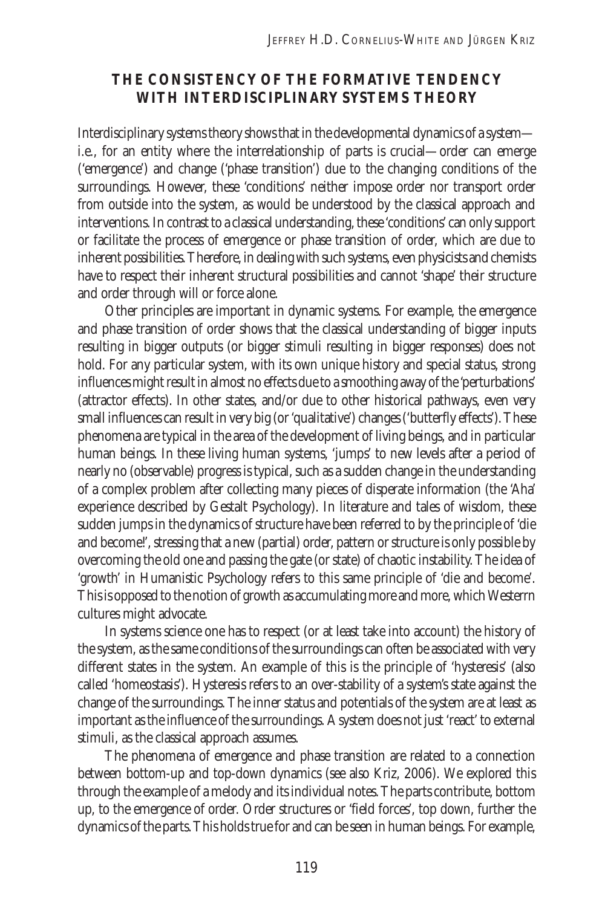## THE CONSISTENCY OF THE FORMATIVE TENDENCY WITH INTERDISCIPLINARY SYSTEMS THEORY

Interdisciplinary systems theory shows that in the developmental dynamics of a system—i.e., for an entity where the interrelationship of parts is crucial—order can emerge ('emergence') and change ('phase transition') due to the changing conditions of the surroundings. However, these 'conditions' neither impose order nor transport order from outside into the system, as would be understood by the classical approach and interventions. In contrast to a classical understanding, these 'conditions' can only support or facilitate the process of emergence or phase transition of order, which are due to inherent possibilities. Therefore, in dealing with such systems, even physicists and chemists have to respect their inherent structural possibilities and cannot 'shape' their structure and order through will or force alone.

Other principles are important in dynamic systems. For example, the emergence and phase transition of order shows that the classical understanding of bigger inputs resulting in bigger outputs (or bigger stimuli resulting in bigger responses) does not hold. For any particular system, with its own unique history and special status, strong influences might result in almost no effects due to a smoothing away of the 'perturbations' (attractor effects). In other states, and/or due to other historical pathways, even very small influences can result in very big (or 'qualitative') changes ('butterfly effects'). These phenomena are typical in the area of the development of living beings, and in particular human beings. In these living human systems, 'jumps' to new levels after a period of nearly no (observable) progress is typical, such as a sudden change in the understanding of a complex problem after collecting many pieces of disperate information (the 'Aha' experience described by Gestalt Psychology). In literature and tales of wisdom, these sudden jumps in the dynamics of structure have been referred to by the principle of 'die and become!', stressing that a new (partial) order, pattern or structure is only possible by overcoming the old one and passing the gate (or state) of chaotic instability. The idea of 'growth' in Humanistic Psychology refers to this same principle of 'die and become'. This is opposed to the notion of growth as accumulating more and more, which Westerrn cultures might advocate.

In systems science one has to respect (or at least take into account) the history of the system, as the same conditions of the surroundings can often be associated with very different states in the system. An example of this is the principle of 'hysteresis' (also called 'homeostasis'). Hysteresis refers to an over-stability of a system's state against the change of the surroundings. The inner status and potentials of the system are at least as important as the influence of the surroundings. A system does not just 'react' to external stimuli, as the classical approach assumes.

The phenomena of emergence and phase transition are related to a connection between bottom-up and top-down dynamics (see also Kriz, 2006). We explored this through the example of a melody and its individual notes. The parts contribute, bottom up, to the emergence of order. Order structures or 'field forces', top down, further the dynamics of the parts. This holds true for and can be seen in human beings. For example,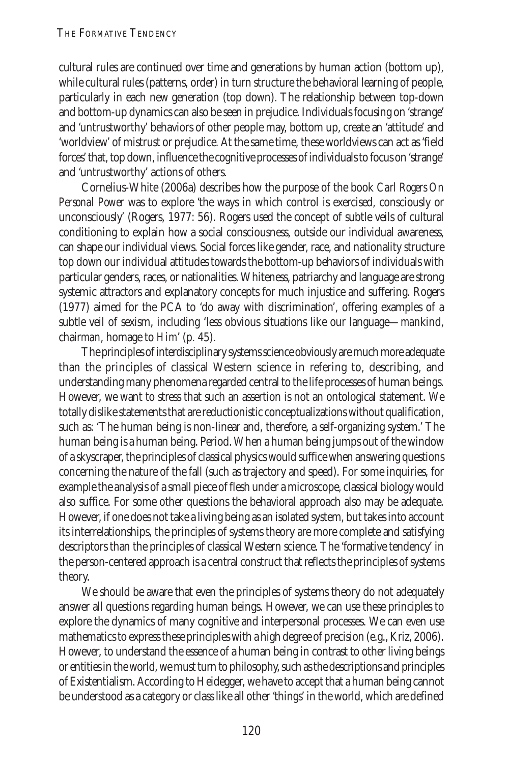cultural rules are continued over time and generations by human action (bottom up), while cultural rules (patterns, order) in turn structure the behavioral learning of people, particularly in each new generation (top down). The relationship between top-down and bottom-up dynamics can also be seen in prejudice. Individuals focusing on 'strange' and 'untrustworthy' behaviors of other people may, bottom up, create an 'attitude' and 'worldview' of mistrust or prejudice. At the same time, these worldviews can act as 'field forces' that, top down, influence the cognitive processes of individuals to focus on 'strange' and 'untrustworthy' actions of others.

Cornelius-White (2006a) describes how the purpose of the book *Carl Rogers On Personal Power* was to explore 'the ways in which control is exercised, consciously or unconsciously' (Rogers, 1977: 56). Rogers used the concept of subtle veils of cultural conditioning to explain how a social consciousness, outside our individual awareness, can shape our individual views. Social forces like gender, race, and nationality structure top down our individual attitudes towards the bottom-up behaviors of individuals with particular genders, races, or nationalities. Whiteness, patriarchy and language are strong systemic attractors and explanatory concepts for much injustice and suffering. Rogers (1977) aimed for the PCA to 'do away with discrimination', offering examples of a subtle veil of sexism, including 'less obvious situations like our language—*man*kind, chair*man*, homage to *Him*' (p. 45).

The principles of interdisciplinary systems science obviously are much more adequate than the principles of classical Western science in refering to, describing, and understanding many phenomena regarded central to the life processes of human beings. However, we want to stress that such an assertion is not an ontological statement. We totally dislike statements that are reductionistic conceptualizations without qualification, such as: 'The human being is non-linear and, therefore, a self-organizing system.' The human being is a human being. Period. When a human being jumps out of the window of a skyscraper, the principles of classical physics would suffice when answering questions concerning the nature of the fall (such as trajectory and speed). For some inquiries, for example the analysis of a small piece of flesh under a microscope, classical biology would also suffice. For some other questions the behavioral approach also may be adequate. However, if one does not take a living being as an isolated system, but takes into account its interrelationships, the principles of systems theory are more complete and satisfying descriptors than the principles of classical Western science. The 'formative tendency' in the person-centered approach is a central construct that reflects the principles of systems theory.

We should be aware that even the principles of systems theory do not adequately answer all questions regarding human beings. However, we can use these principles to explore the dynamics of many cognitive and interpersonal processes. We can even use mathematics to express these principles with a high degree of precision (e.g., Kriz, 2006). However, to understand the essence of a human being in contrast to other living beings or entities in the world, we must turn to philosophy, such as the descriptions and principles of Existentialism. According to Heidegger, we have to accept that a human being cannot be understood as a category or class like all other 'things' in the world, which are defined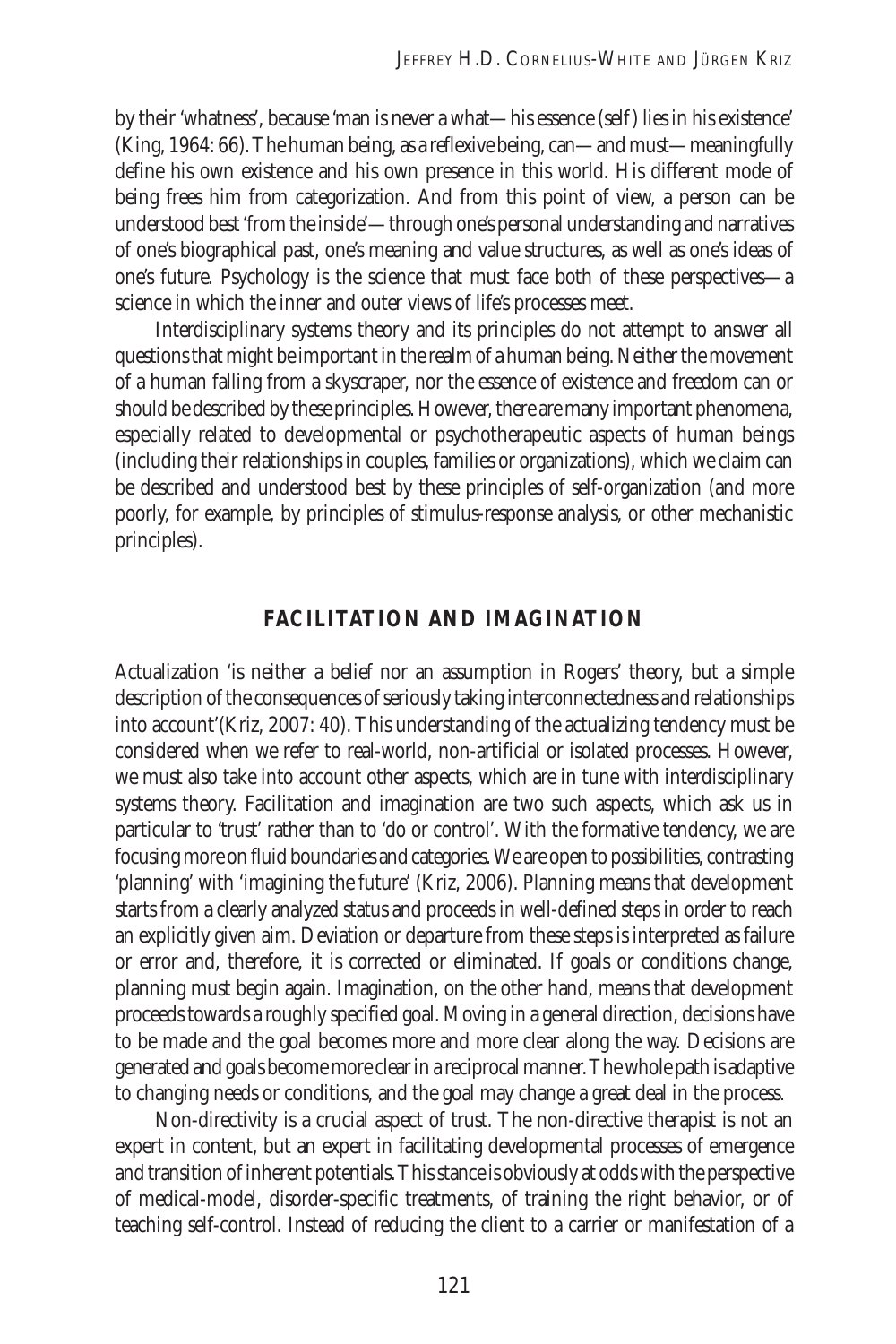by their 'whatness', because 'man is never a what—his essence (self) lies in his existence' (King, 1964: 66). The human being, as a reflexive being, can—and must—meaningfully define his own existence and his own presence in this world. His different mode of being frees him from categorization. And from this point of view, a person can be understood best 'from the inside'—through one's personal understanding and narratives of one's biographical past, one's meaning and value structures, as well as one's ideas of one's future. Psychology is the science that must face both of these perspectives—a science in which the inner and outer views of life's processes meet.

Interdisciplinary systems theory and its principles do not attempt to answer all questions that might be important in the realm of a human being. Neither the movement of a human falling from a skyscraper, nor the essence of existence and freedom can or should be described by these principles. However, there are many important phenomena, especially related to developmental or psychotherapeutic aspects of human beings (including their relationships in couples, families or organizations), which we claim can be described and understood best by these principles of self-organization (and more poorly, for example, by principles of stimulus-response analysis, or other mechanistic principles).

## FACILITATION AND IMAGINATION

Actualization 'is neither a belief nor an assumption in Rogers' theory, but a simple description of the consequences of seriously taking interconnectedness and relationships into account'(Kriz, 2007: 40). This understanding of the actualizing tendency must be considered when we refer to real-world, non-artificial or isolated processes. However, we must also take into account other aspects, which are in tune with interdisciplinary systems theory. Facilitation and imagination are two such aspects, which ask us in particular to 'trust' rather than to 'do or control'. With the formative tendency, we are focusing more on fluid boundaries and categories. We are open to possibilities, contrasting 'planning' with 'imagining the future' (Kriz, 2006). Planning means that development starts from a clearly analyzed status and proceeds in well-defined steps in order to reach an explicitly given aim. Deviation or departure from these steps is interpreted as failure or error and, therefore, it is corrected or eliminated. If goals or conditions change, planning must begin again. Imagination, on the other hand, means that development proceeds towards a roughly specified goal. Moving in a general direction, decisions have to be made and the goal becomes more and more clear along the way. Decisions are generated and goals become more clear in a reciprocal manner. The whole path is adaptive to changing needs or conditions, and the goal may change a great deal in the process.

Non-directivity is a crucial aspect of trust. The non-directive therapist is not an expert in content, but an expert in facilitating developmental processes of emergence and transition of inherent potentials. This stance is obviously at odds with the perspective of medical-model, disorder-specific treatments, of training the right behavior, or of teaching self-control. Instead of reducing the client to a carrier or manifestation of a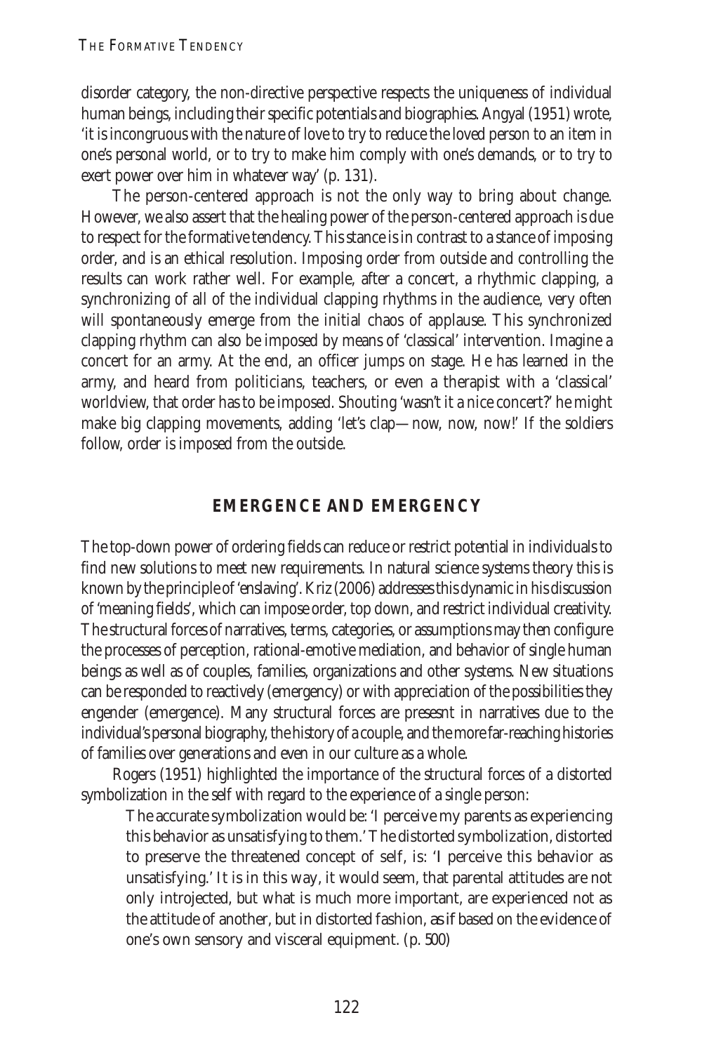disorder category, the non-directive perspective respects the uniqueness of individual human beings, including their specific potentials and biographies. Angyal (1951) wrote, 'it is incongruous with the nature of love to try to reduce the loved person to an item in one's personal world, or to try to make him comply with one's demands, or to try to exert power over him in whatever way' (p. 131).

The person-centered approach is not the only way to bring about change. However, we also assert that the healing power of the person-centered approach is due to respect for the formative tendency. This stance is in contrast to a stance of imposing order, and is an ethical resolution. Imposing order from outside and controlling the results can work rather well. For example, after a concert, a rhythmic clapping, a synchronizing of all of the individual clapping rhythms in the audience, very often will spontaneously emerge from the initial chaos of applause. This synchronized clapping rhythm can also be imposed by means of 'classical' intervention. Imagine a concert for an army. At the end, an officer jumps on stage. He has learned in the army, and heard from politicians, teachers, or even a therapist with a 'classical' worldview, that order has to be imposed. Shouting 'wasn't it a nice concert?' he might make big clapping movements, adding 'let's clap—now, now, now!' If the soldiers follow, order is imposed from the outside.

## EMERGENCE AND EMERGENCY

The top-down power of ordering fields can reduce or restrict potential in individuals to find new solutions to meet new requirements. In natural science systems theory this is known by the principle of 'enslaving'. Kriz (2006) addresses this dynamic in his discussion of 'meaning fields', which can impose order, top down, and restrict individual creativity. The structural forces of narratives, terms, categories, or assumptions may then configure the processes of perception, rational-emotive mediation, and behavior of single human beings as well as of couples, families, organizations and other systems. New situations can be responded to reactively (emergency) or with appreciation of the possibilities they engender (emergence). Many structural forces are presesnt in narratives due to the individual's personal biography, the history of a couple, and the more far-reaching histories of families over generations and even in our culture as a whole.

Rogers (1951) highlighted the importance of the structural forces of a distorted symbolization in the self with regard to the experience of a single person:

> The accurate symbolization would be: 'I perceive my parents as experiencing this behavior as unsatisfying to them.' The distorted symbolization, distorted to preserve the threatened concept of self, is: 'I perceive this behavior as unsatisfying.' It is in this way, it would seem, that parental attitudes are not only introjected, but what is much more important, are experienced not as the attitude of another, but in distorted fashion, *as if* based on the evidence of one's own sensory and visceral equipment. (p. 500)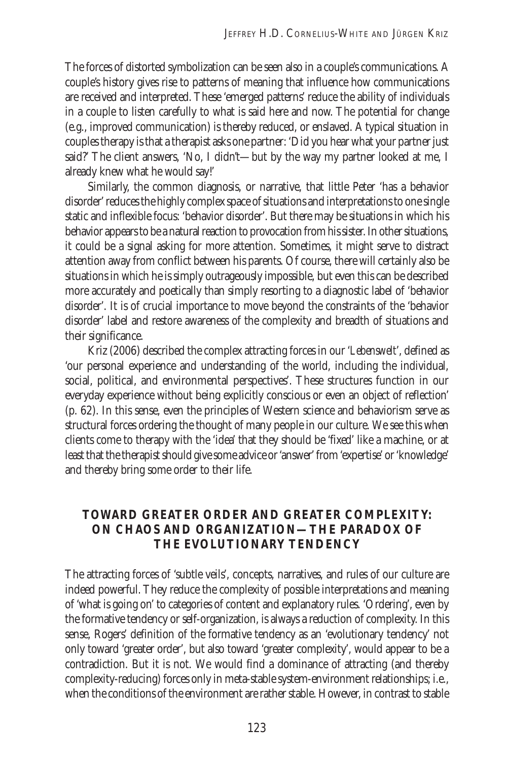The forces of distorted symbolization can be seen also in a couple's communications. A couple's history gives rise to patterns of meaning that influence how communications are received and interpreted. These 'emerged patterns' reduce the ability of individuals in a couple to listen carefully to what is said here and now. The potential for change (e.g., improved communication) is thereby reduced, or enslaved. A typical situation in couples therapy is that a therapist asks one partner: 'Did you hear what your partner just said?' The client answers, 'No, I didn't—but by the way my partner looked at me, I already knew what he would say!'

Similarly, the common diagnosis, or narrative, that little Peter 'has a behavior disorder' reduces the highly complex space of situations and interpretations to one single static and inflexible focus: 'behavior disorder'. But there may be situations in which his behavior appears to be a natural reaction to provocation from his sister. In other situations, it could be a signal asking for more attention. Sometimes, it might serve to distract attention away from conflict between his parents. Of course, there will certainly also be situations in which he is simply outrageously impossible, but even this can be described more accurately and poetically than simply resorting to a diagnostic label of 'behavior disorder'. It is of crucial importance to move beyond the constraints of the 'behavior disorder' label and restore awareness of the complexity and breadth of situations and their significance.

Kriz (2006) described the complex attracting forces in our '*Lebenswelt*', defined as 'our personal experience and understanding of the world, including the individual, social, political, and environmental perspectives'. These structures function in our everyday experience without being explicitly conscious or even an object of reflection' (p. 62). In this sense, even the principles of Western science and behaviorism serve as structural forces ordering the thought of many people in our culture. We see this when clients come to therapy with the 'idea' that they should be 'fixed' like a machine, or at least that the therapist should give some advice or 'answer' from 'expertise' or 'knowledge' and thereby bring some order to their life.

## TOWARD GREATER ORDER AND GREATER COMPLEXITY: ON CHAOS AND ORGANIZATION—THE PARADOX OF THE EVOLUTIONARY TENDENCY

The attracting forces of 'subtle veils', concepts, narratives, and rules of our culture are indeed powerful. They reduce the complexity of possible interpretations and meaning of 'what is going on' to categories of content and explanatory rules. 'Ordering', even by the formative tendency or self-organization, is always a reduction of complexity. In this sense, Rogers' definition of the formative tendency as an 'evolutionary tendency' not only toward 'greater order', but also toward 'greater complexity', would appear to be a contradiction. But it is not. We would find a dominance of attracting (and thereby complexity-reducing) forces only in meta-stable system-environment relationships; i.e., when the conditions of the environment are rather stable. However, in contrast to stable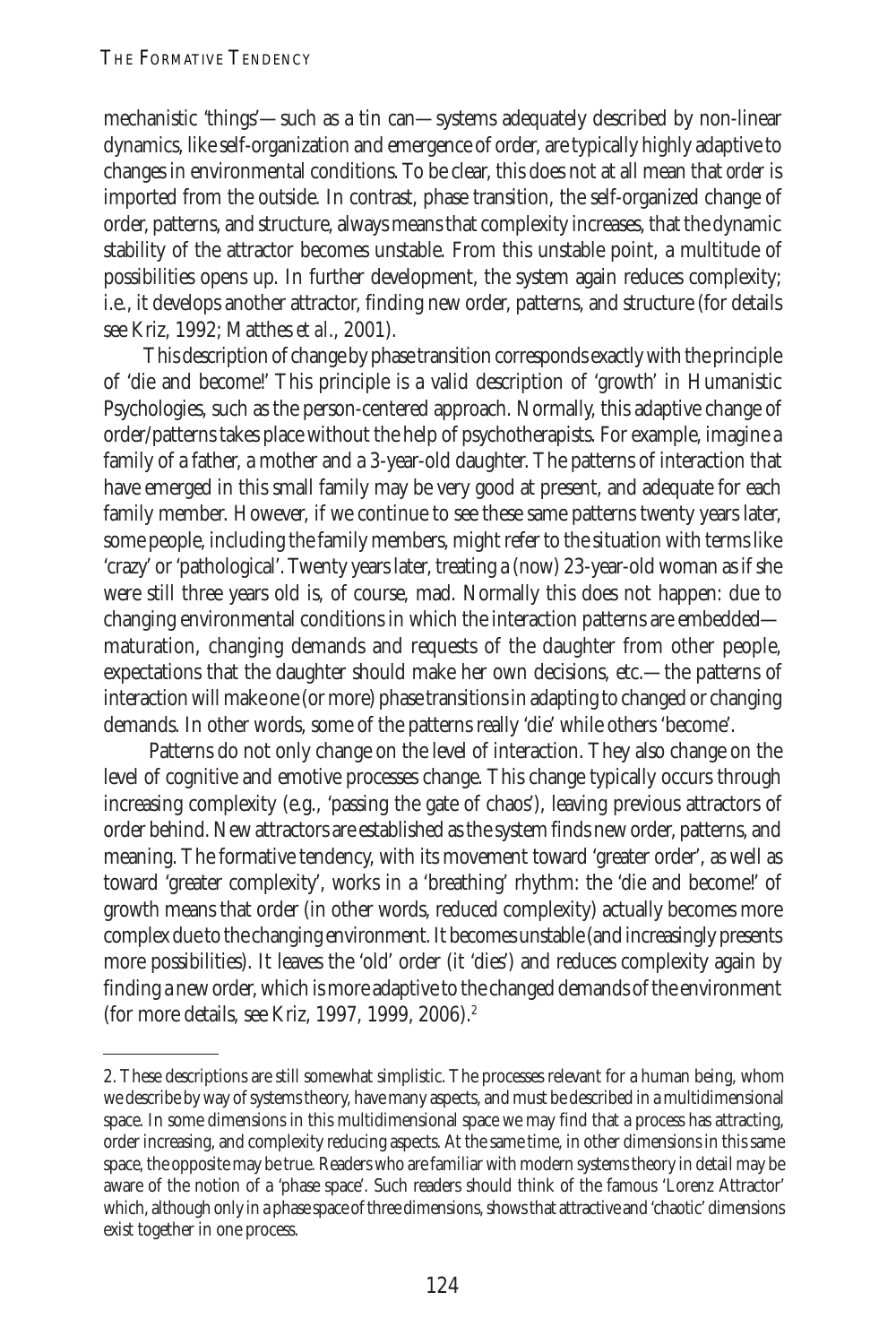mechanistic 'things'—such as a tin can—systems adequately described by non-linear dynamics, like self-organization and emergence of order, are typically highly adaptive to changes in environmental conditions. To be clear, this does not at all mean that *order* is imported from the outside. In contrast, phase transition, the self-organized change of order, patterns, and structure, always means that complexity increases, that the dynamic stability of the attractor becomes unstable. From this unstable point, a multitude of possibilities opens up. In further development, the system again reduces complexity; i.e., it develops another attractor, finding new order, patterns, and structure (for details see Kriz, 1992; Matthes *et al*., 2001).

This description of change by phase transition corresponds exactly with the principle of 'die and become!' This principle is a valid description of 'growth' in Humanistic Psychologies, such as the person-centered approach. Normally, this adaptive change of order/patterns takes place without the help of psychotherapists. For example, imagine a family of a father, a mother and a 3-year-old daughter. The patterns of interaction that have emerged in this small family may be very good at present, and adequate for each family member. However, if we continue to see these same patterns twenty years later, some people, including the family members, might refer to the situation with terms like 'crazy' or 'pathological'. Twenty years later, treating a (now) 23-year-old woman as if she were still three years old is, of course, mad. Normally this does not happen: due to changing environmental conditions in which the interaction patterns are embedded—maturation, changing demands and requests of the daughter from other people, expectations that the daughter should make her own decisions, etc.—the patterns of interaction will make one (or more) phase transitions in adapting to changed or changing demands. In other words, some of the patterns really 'die' while others 'become'.

Patterns do not only change on the level of interaction. They also change on the level of cognitive and emotive processes change. This change typically occurs through increasing complexity (e.g., 'passing the gate of chaos'), leaving previous attractors of order behind. New attractors are established as the system finds new order, patterns, and meaning. The formative tendency, with its movement toward 'greater order', as well as toward 'greater complexity', works in a 'breathing' rhythm: the 'die and become!' of growth means that order (in other words, reduced complexity) actually becomes more complex due to the changing environment. It becomes unstable (and increasingly presents more possibilities). It leaves the 'old' order (it 'dies') and reduces complexity again by finding a new order, which is more adaptive to the changed demands of the environment (for more details, see Kriz, 1997, 1999, 2006).[2]

---

2. These descriptions are still somewhat simplistic. The processes relevant for a human being, whom we describe by way of systems theory, have many aspects, and must be described in a multidimensional space. In some dimensions in this multidimensional space we may find that a process has attracting, order increasing, and complexity reducing aspects. At the same time, in other dimensions in this same space, the opposite may be true. Readers who are familiar with modern systems theory in detail may be aware of the notion of a 'phase space'. Such readers should think of the famous 'Lorenz Attractor' which, although only in a phase space of three dimensions, shows that attractive and 'chaotic' dimensions exist together in one process.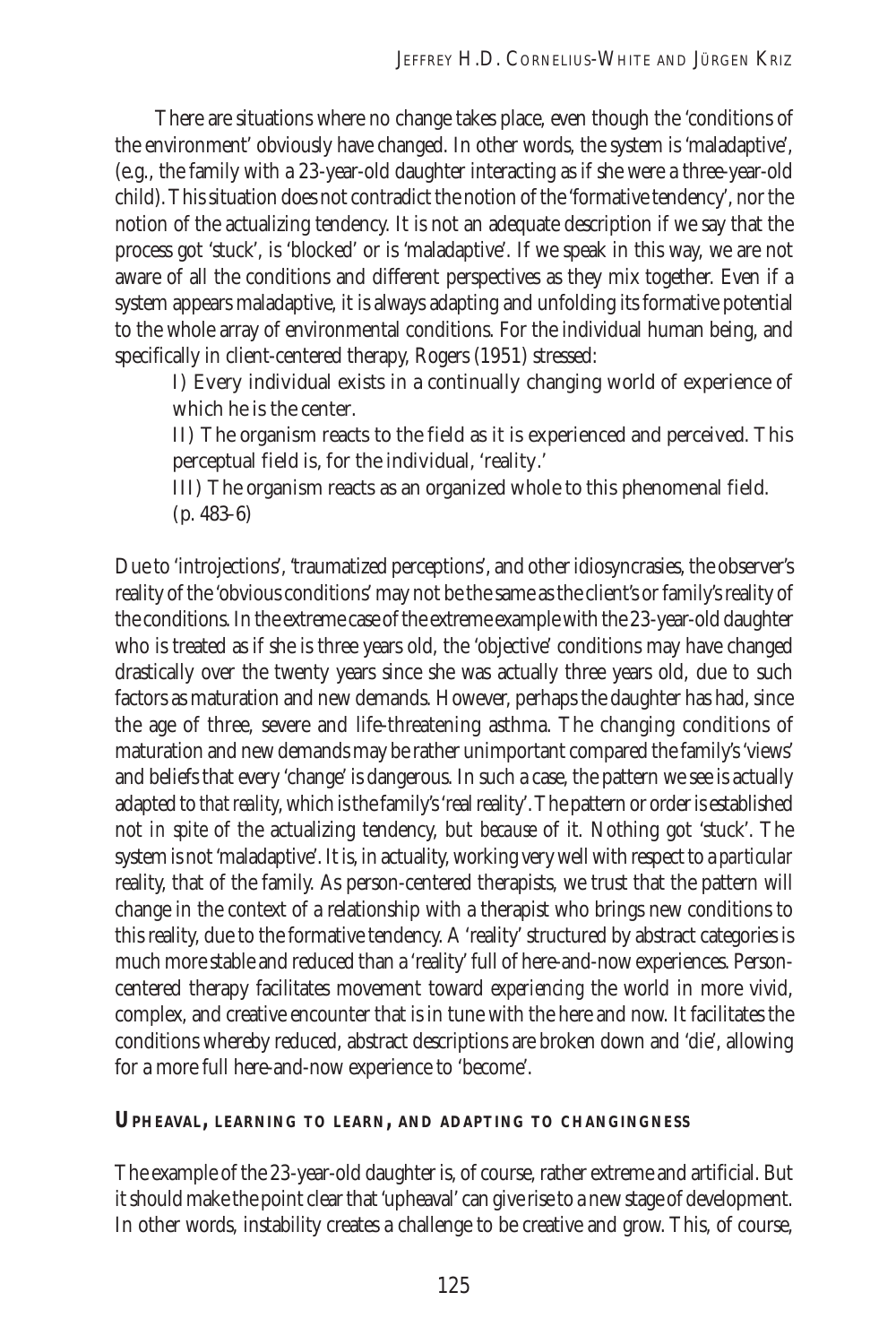There are situations where no change takes place, even though the 'conditions of the environment' obviously have changed. In other words, the system is 'maladaptive', (e.g., the family with a 23-year-old daughter interacting as if she were a three-year-old child). This situation does not contradict the notion of the 'formative tendency', nor the notion of the actualizing tendency. It is not an adequate description if we say that the process got 'stuck', is 'blocked' or is 'maladaptive'. If we speak in this way, we are not aware of all the conditions and different perspectives as they mix together. Even if a system appears maladaptive, it is always adapting and unfolding its formative potential to the whole array of environmental conditions. For the individual human being, and specifically in client-centered therapy, Rogers (1951) stressed:

> I) Every individual exists in a continually changing world of experience of which he is the center.
>
> II) The organism reacts to the field as it is experienced and perceived. This perceptual field is, for the individual, 'reality.'
>
> III) The organism reacts as an organized whole to this phenomenal field. (p. 483–6)

Due to 'introjections', 'traumatized perceptions', and other idiosyncrasies, the observer's reality of the 'obvious conditions' may not be the same as the client's or family's reality of the conditions. In the extreme case of the extreme example with the 23-year-old daughter who is treated as if she is three years old, the 'objective' conditions may have changed drastically over the twenty years since she was actually three years old, due to such factors as maturation and new demands. However, perhaps the daughter has had, since the age of three, severe and life-threatening asthma. The changing conditions of maturation and new demands may be rather unimportant compared the family's 'views' and beliefs that every 'change' is dangerous. In such a case, the pattern we see is actually adapted to *that reality*, which is the family's 'real reality'. The pattern or order is established not *in spite* of the actualizing tendency, but *because* of it. Nothing got 'stuck'. The system is not 'maladaptive'. It is, in actuality, working very well with respect to a *particular* reality, that of the family. As person-centered therapists, we trust that the pattern will change in the context of a relationship with a therapist who brings new conditions to this reality, due to the formative tendency. A 'reality' structured by abstract categories is much more stable and reduced than a 'reality' full of here-and-now experiences. Person-centered therapy facilitates movement toward *experiencing* the world in more vivid, complex, and creative encounter that is in tune with the here and now. It facilitates the conditions whereby reduced, abstract descriptions are broken down and 'die', allowing for a more full here-and-now experience to 'become'.

## Upheaval, learning to learn, and adapting to changingness

The example of the 23-year-old daughter is, of course, rather extreme and artificial. But it should make the point clear that 'upheaval' can give rise to a new stage of development. In other words, instability creates a challenge to be creative and grow. This, of course,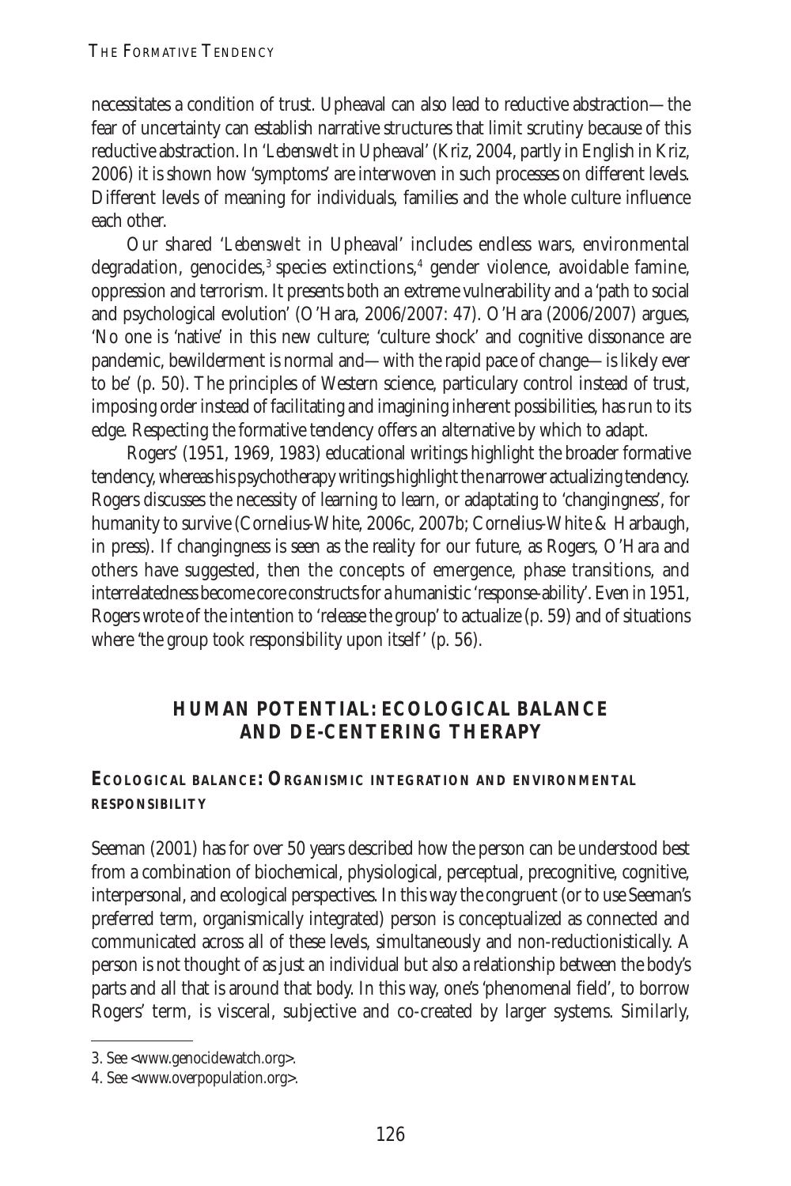necessitates a condition of trust. Upheaval can also lead to reductive abstraction—the fear of uncertainty can establish narrative structures that limit scrutiny because of this reductive abstraction. In '*Lebenswelt* in Upheaval' (Kriz, 2004, partly in English in Kriz, 2006) it is shown how 'symptoms' are interwoven in such processes on different levels. Different levels of meaning for individuals, families and the whole culture influence each other.

Our shared '*Lebenswelt* in Upheaval' includes endless wars, environmental degradation, genocides,[3] species extinctions,[4] gender violence, avoidable famine, oppression and terrorism. It presents both an extreme vulnerability and a 'path to social and psychological evolution' (O'Hara, 2006/2007: 47). O'Hara (2006/2007) argues, 'No one is 'native' in this new culture; 'culture shock' and cognitive dissonance are pandemic, bewilderment is normal and—with the rapid pace of change—is likely ever to be' (p. 50). The principles of Western science, particulary control instead of trust, imposing order instead of facilitating and imagining inherent possibilities, has run to its edge. Respecting the formative tendency offers an alternative by which to adapt.

Rogers' (1951, 1969, 1983) educational writings highlight the broader formative tendency, whereas his psychotherapy writings highlight the narrower actualizing tendency. Rogers discusses the necessity of learning to learn, or adaptating to 'changingness', for humanity to survive (Cornelius-White, 2006c, 2007b; Cornelius-White & Harbaugh, in press). If changingness is seen as the reality for our future, as Rogers, O'Hara and others have suggested, then the concepts of emergence, phase transitions, and interrelatedness become core constructs for a humanistic 'response-ability'. Even in 1951, Rogers wrote of the intention to 'release the group' to actualize (p. 59) and of situations where 'the group took responsibility upon itself' (p. 56).

## HUMAN POTENTIAL: ECOLOGICAL BALANCE AND DE-CENTERING THERAPY

### ECOLOGICAL BALANCE: ORGANISMIC INTEGRATION AND ENVIRONMENTAL RESPONSIBILITY

Seeman (2001) has for over 50 years described how the person can be understood best from a combination of biochemical, physiological, perceptual, precognitive, cognitive, interpersonal, and ecological perspectives. In this way the congruent (or to use Seeman's preferred term, organismically integrated) person is conceptualized as connected and communicated across all of these levels, simultaneously and non-reductionistically. A person is not thought of as just an individual but also a relationship between the body's parts and all that is around that body. In this way, one's 'phenomenal field', to borrow Rogers' term, is visceral, subjective and co-created by larger systems. Similarly,

3. See <www.genocidewatch.org>.

4. See <www.overpopulation.org>.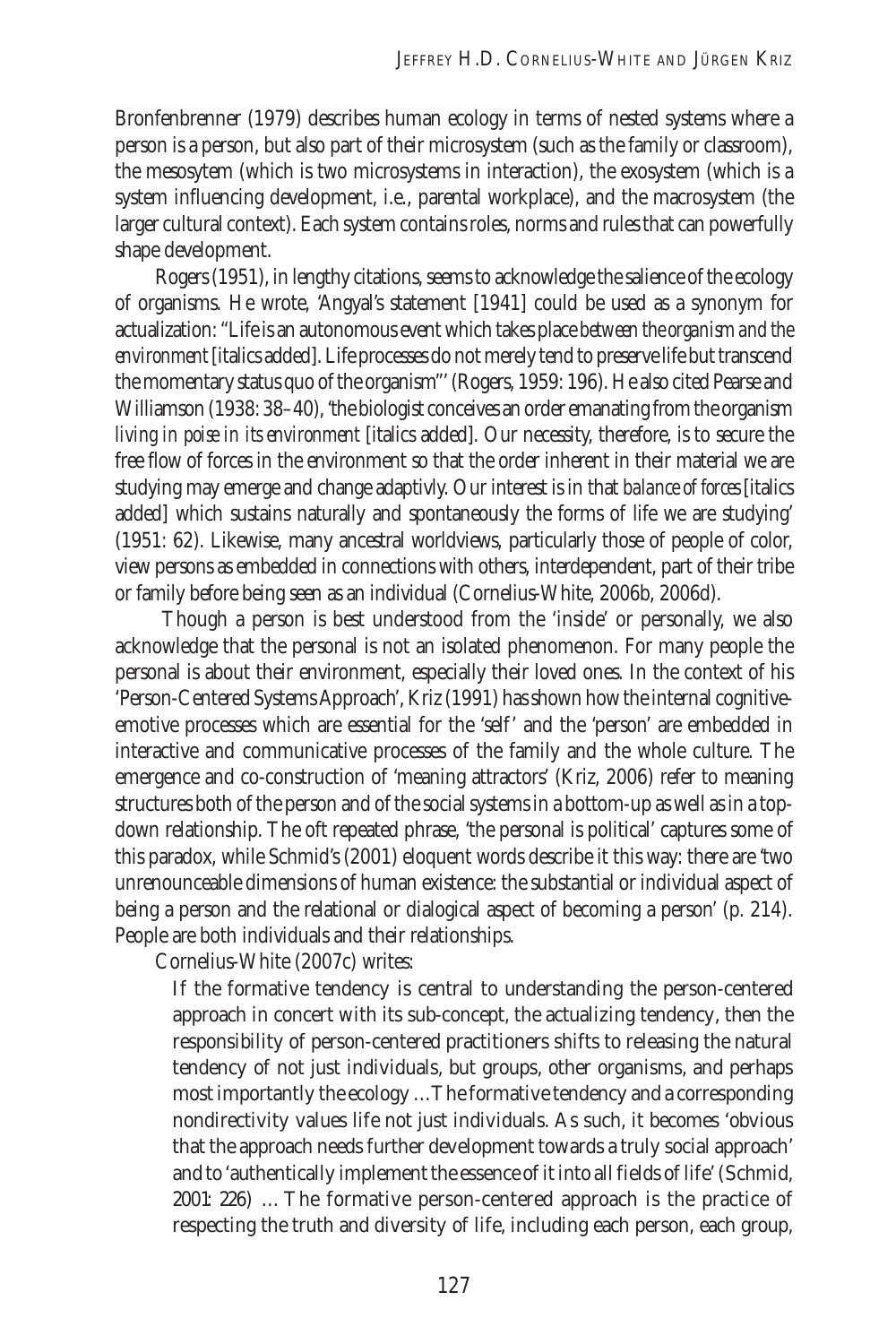Bronfenbrenner (1979) describes human ecology in terms of nested systems where a person is a person, but also part of their microsystem (such as the family or classroom), the mesosytem (which is two microsystems in interaction), the exosystem (which is a system influencing development, i.e., parental workplace), and the macrosystem (the larger cultural context). Each system contains roles, norms and rules that can powerfully shape development.

Rogers (1951), in lengthy citations, seems to acknowledge the salience of the ecology of organisms. He wrote, 'Angyal's statement [1941] could be used as a synonym for actualization: "Life is an autonomous event which takes place *between the organism and the environment* [italics added]. Life processes do not merely tend to preserve life but transcend the momentary status quo of the organism"' (Rogers, 1959: 196). He also cited Pearse and Williamson (1938: 38–40), 'the biologist conceives an order emanating from the organism *living in poise in its environment* [italics added]. Our necessity, therefore, is to secure the free flow of forces in the environment so that the order inherent in their material we are studying may emerge and change adaptivly. Our interest is in that *balance of forces* [italics added] which sustains naturally and spontaneously the forms of life we are studying' (1951: 62). Likewise, many ancestral worldviews, particularly those of people of color, view persons as embedded in connections with others, interdependent, part of their tribe or family before being seen as an individual (Cornelius-White, 2006b, 2006d).

Though a person is best understood from the 'inside' or personally, we also acknowledge that the personal is not an isolated phenomenon. For many people the personal is about their environment, especially their loved ones. In the context of his 'Person-Centered Systems Approach', Kriz (1991) has shown how the internal cognitive-emotive processes which are essential for the 'self' and the 'person' are embedded in interactive and communicative processes of the family and the whole culture. The emergence and co-construction of 'meaning attractors' (Kriz, 2006) refer to meaning structures both of the person and of the social systems in a bottom-up as well as in a top-down relationship. The oft repeated phrase, 'the personal is political' captures some of this paradox, while Schmid's (2001) eloquent words describe it this way: there are 'two unrenounceable dimensions of human existence: the substantial or individual aspect of being a person and the relational or dialogical aspect of becoming a person' (p. 214). People are both individuals and their relationships.

Cornelius-White (2007c) writes:

> If the formative tendency is central to understanding the person-centered approach in concert with its sub-concept, the actualizing tendency, then the responsibility of person-centered practitioners shifts to releasing the natural tendency of not just individuals, but groups, other organisms, and perhaps most importantly the ecology … The formative tendency and a corresponding nondirectivity values life not just individuals. As such, it becomes 'obvious that the approach needs further development towards a truly social approach' and to 'authentically implement the essence of it into all fields of life' (Schmid, 2001: 226) … The formative person-centered approach is the practice of respecting the truth and diversity of life, including each person, each group,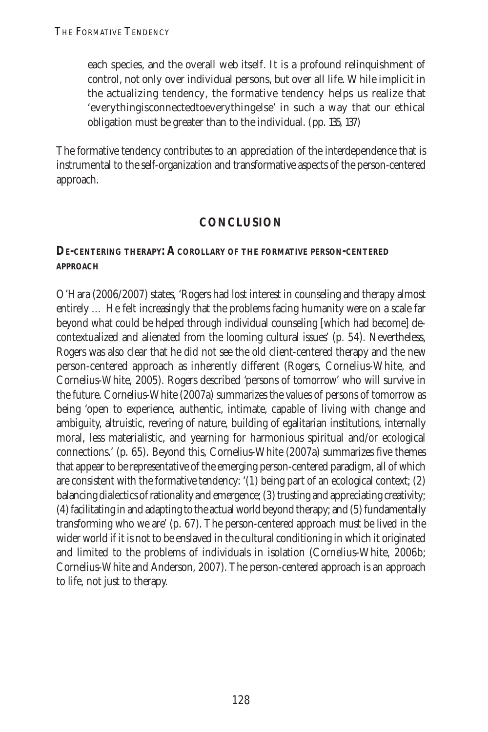each species, and the overall web itself. It is a profound relinquishment of control, not only over individual persons, but over all life. While implicit in the actualizing tendency, the formative tendency helps us realize that 'everythingisconnectedtoeverythingelse' in such a way that our ethical obligation must be greater than to the individual. (pp. 135, 137)

The formative tendency contributes to an appreciation of the interdependence that is instrumental to the self-organization and transformative aspects of the person-centered approach.

## CONCLUSION

### DE-CENTERING THERAPY: A COROLLARY OF THE FORMATIVE PERSON-CENTERED APPROACH

O'Hara (2006/2007) states, 'Rogers had lost interest in counseling and therapy almost entirely … He felt increasingly that the problems facing humanity were on a scale far beyond what could be helped through individual counseling [which had become] de-contextualized and alienated from the looming cultural issues' (p. 54). Nevertheless, Rogers was also clear that he did not see the old client-centered therapy and the new person-centered approach as inherently different (Rogers, Cornelius-White, and Cornelius-White, 2005). Rogers described 'persons of tomorrow' who will survive in the future. Cornelius-White (2007a) summarizes the values of persons of tomorrow as being 'open to experience, authentic, intimate, capable of living with change and ambiguity, altruistic, revering of nature, building of egalitarian institutions, internally moral, less materialistic, and yearning for harmonious spiritual and/or ecological connections.' (p. 65). Beyond this, Cornelius-White (2007a) summarizes five themes that appear to be representative of the emerging person-centered paradigm, all of which are consistent with the formative tendency: '(1) being part of an ecological context; (2) balancing dialectics of rationality and emergence; (3) trusting and appreciating creativity; (4) facilitating in and adapting to the actual world beyond therapy; and (5) fundamentally transforming who we are' (p. 67). The person-centered approach must be lived in the wider world if it is not to be enslaved in the cultural conditioning in which it originated and limited to the problems of individuals in isolation (Cornelius-White, 2006b; Cornelius-White and Anderson, 2007). The person-centered approach is an approach to life, not just to therapy.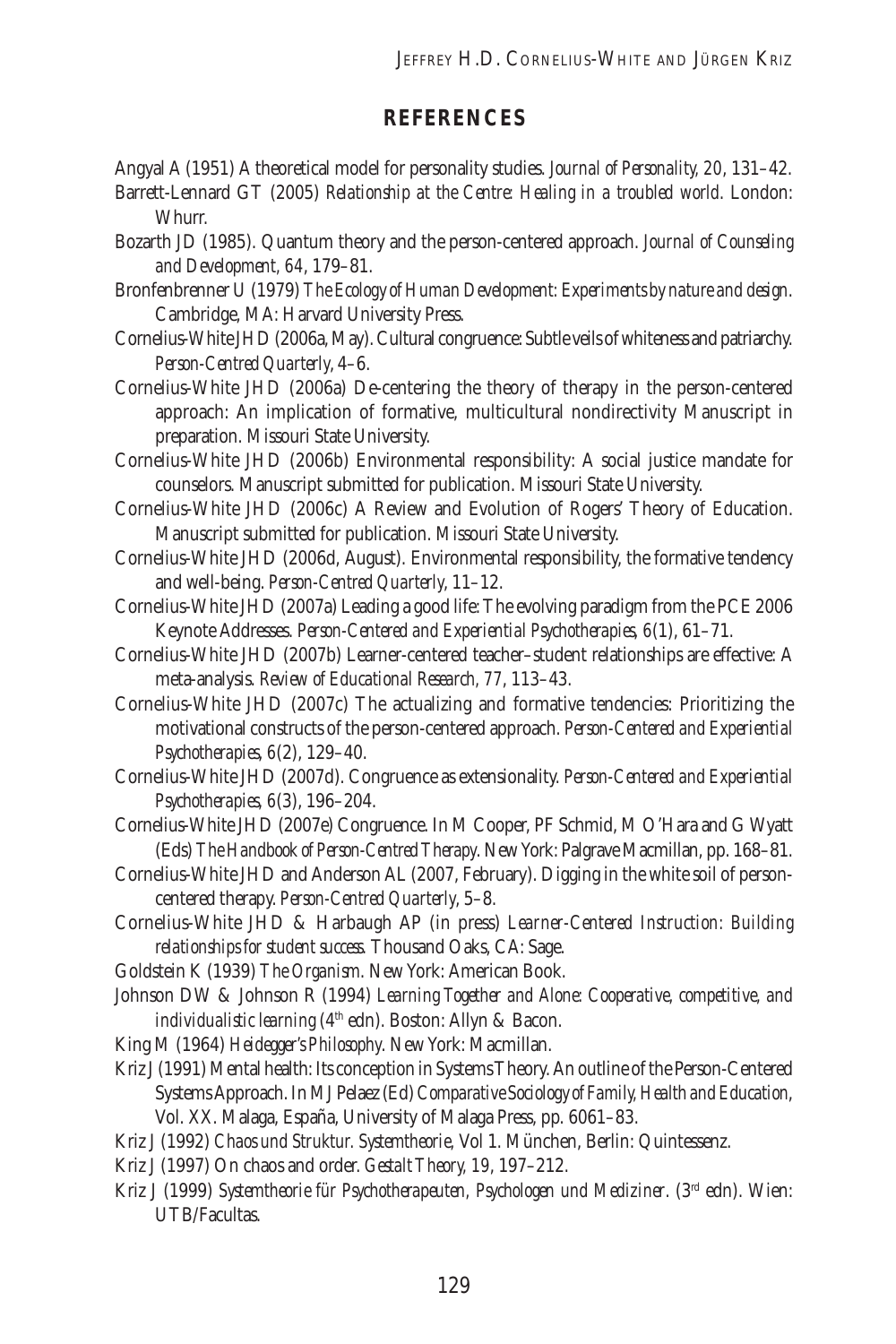## REFERENCES

Angyal A (1951) A theoretical model for personality studies. *Journal of Personality, 20*, 131–42.

Barrett-Lennard GT (2005) *Relationship at the Centre: Healing in a troubled world*. London: Whurr.

Bozarth JD (1985). Quantum theory and the person-centered approach. *Journal of Counseling and Development, 64*, 179–81.

Bronfenbrenner U (1979) *The Ecology of Human Development: Experiments by nature and design*. Cambridge, MA: Harvard University Press.

Cornelius-White JHD (2006a, May). Cultural congruence: Subtle veils of whiteness and patriarchy. *Person-Centred Quarterly*, 4–6.

Cornelius-White JHD (2006a) De-centering the theory of therapy in the person-centered approach: An implication of formative, multicultural nondirectivity Manuscript in preparation. Missouri State University.

Cornelius-White JHD (2006b) Environmental responsibility: A social justice mandate for counselors. Manuscript submitted for publication. Missouri State University.

Cornelius-White JHD (2006c) A Review and Evolution of Rogers' Theory of Education. Manuscript submitted for publication. Missouri State University.

Cornelius-White JHD (2006d, August). Environmental responsibility, the formative tendency and well-being. *Person-Centred Quarterly*, 11–12.

Cornelius-White JHD (2007a) Leading a good life: The evolving paradigm from the PCE 2006 Keynote Addresses. *Person-Centered and Experiential Psychotherapies, 6*(1), 61–71.

Cornelius-White JHD (2007b) Learner-centered teacher–student relationships are effective: A meta-analysis. *Review of Educational Research, 77*, 113–43.

Cornelius-White JHD (2007c) The actualizing and formative tendencies: Prioritizing the motivational constructs of the person-centered approach. *Person-Centered and Experiential Psychotherapies, 6*(2), 129–40.

Cornelius-White JHD (2007d). Congruence as extensionality. *Person-Centered and Experiential Psychotherapies, 6*(3), 196–204.

Cornelius-White JHD (2007e) Congruence. In M Cooper, PF Schmid, M O'Hara and G Wyatt (Eds) *The Handbook of Person-Centred Therapy*. New York: Palgrave Macmillan, pp. 168–81.

Cornelius-White JHD and Anderson AL (2007, February). Digging in the white soil of person-centered therapy. *Person-Centred Quarterly*, 5–8.

Cornelius-White JHD & Harbaugh AP (in press) *Learner-Centered Instruction: Building relationships for student success*. Thousand Oaks, CA: Sage.

Goldstein K (1939) *The Organism*. New York: American Book.

Johnson DW & Johnson R (1994) *Learning Together and Alone: Cooperative, competitive, and individualistic learning* (4th edn). Boston: Allyn & Bacon.

King M (1964) *Heidegger's Philosophy*. New York: Macmillan.

Kriz J (1991) Mental health: Its conception in Systems Theory. An outline of the Person-Centered Systems Approach. In MJ Pelaez (Ed) *Comparative Sociology of Family, Health and Education*, Vol. XX. Malaga, España, University of Malaga Press, pp. 6061–83.

Kriz J (1992) *Chaos und Struktur. Systemtheorie*, Vol 1. München, Berlin: Quintessenz.

Kriz J (1997) On chaos and order. *Gestalt Theory, 19*, 197–212.

Kriz J (1999) *Systemtheorie für Psychotherapeuten, Psychologen und Mediziner*. (3rd edn). Wien: UTB/Facultas.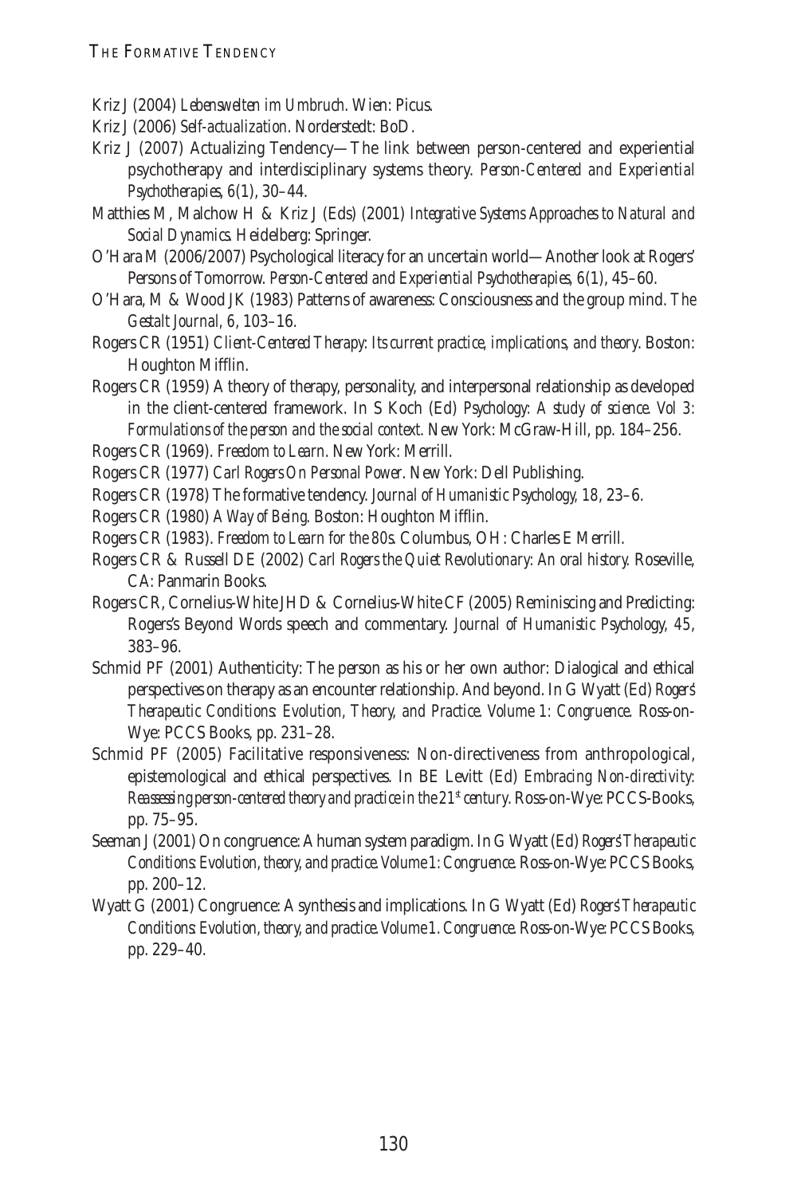Kriz J (2004) *Lebenswelten im Umbruch*. Wien: Picus.

Kriz J (2006) *Self-actualization*. Norderstedt: BoD.

Kriz J (2007) Actualizing Tendency—The link between person-centered and experiential psychotherapy and interdisciplinary systems theory. *Person-Centered and Experiential Psychotherapies, 6*(1), 30–44.

Matthies M, Malchow H & Kriz J (Eds) (2001) *Integrative Systems Approaches to Natural and Social Dynamics.* Heidelberg: Springer.

O'Hara M (2006/2007) Psychological literacy for an uncertain world—Another look at Rogers' Persons of Tomorrow. *Person-Centered and Experiential Psychotherapies, 6*(1), 45–60.

O'Hara, M & Wood JK (1983) Patterns of awareness: Consciousness and the group mind. *The Gestalt Journal, 6*, 103–16.

Rogers CR (1951) *Client-Centered Therapy: Its current practice, implications, and theory.* Boston: Houghton Mifflin.

Rogers CR (1959) A theory of therapy, personality, and interpersonal relationship as developed in the client-centered framework. In S Koch (Ed) *Psychology: A study of science. Vol 3: Formulations of the person and the social context.* New York: McGraw-Hill, pp. 184–256.

Rogers CR (1969). *Freedom to Learn*. New York: Merrill.

Rogers CR (1977) *Carl Rogers On Personal Power*. New York: Dell Publishing.

Rogers CR (1978) The formative tendency. *Journal of Humanistic Psychology, 18*, 23–6.

Rogers CR (1980) *A Way of Being.* Boston: Houghton Mifflin.

Rogers CR (1983). *Freedom to Learn for the 80s.* Columbus, OH: Charles E Merrill.

Rogers CR & Russell DE (2002) *Carl Rogers the Quiet Revolutionary: An oral history.* Roseville, CA: Panmarin Books.

Rogers CR, Cornelius-White JHD & Cornelius-White CF (2005) Reminiscing and Predicting: Rogers's Beyond Words speech and commentary. *Journal of Humanistic Psychology, 45*, 383–96.

Schmid PF (2001) Authenticity: The person as his or her own author: Dialogical and ethical perspectives on therapy as an encounter relationship. And beyond. In G Wyatt (Ed) *Rogers' Therapeutic Conditions: Evolution, Theory, and Practice. Volume 1: Congruence.* Ross-on-Wye: PCCS Books, pp. 231–28.

Schmid PF (2005) Facilitative responsiveness: Non-directiveness from anthropological, epistemological and ethical perspectives. In BE Levitt (Ed) *Embracing Non-directivity: Reassessing person-centered theory and practice in the 21st century.* Ross-on-Wye: PCCS-Books, pp. 75–95.

Seeman J (2001) On congruence: A human system paradigm. In G Wyatt (Ed) *Rogers' Therapeutic Conditions: Evolution, theory, and practice. Volume 1: Congruence.* Ross-on-Wye: PCCS Books, pp. 200–12.

Wyatt G (2001) Congruence: A synthesis and implications. In G Wyatt (Ed) *Rogers' Therapeutic Conditions: Evolution, theory, and practice. Volume 1. Congruence.* Ross-on-Wye: PCCS Books, pp. 229–40.